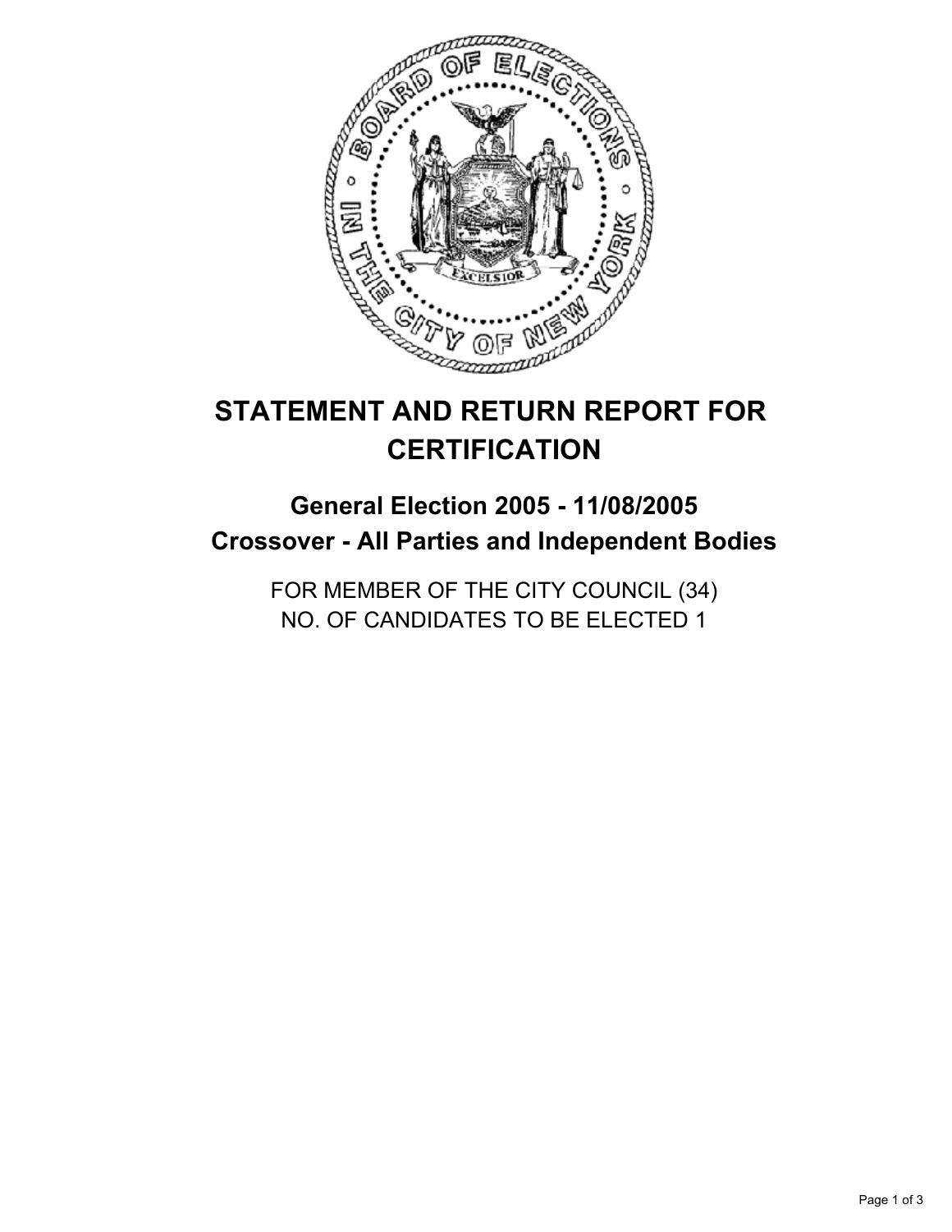# STATEMENT AND RETURN REPORT FOR CERTIFICATION

## General Election 2005 - 11/08/2005
## Crossover - All Parties and Independent Bodies

FOR MEMBER OF THE CITY COUNCIL (34)
NO. OF CANDIDATES TO BE ELECTED 1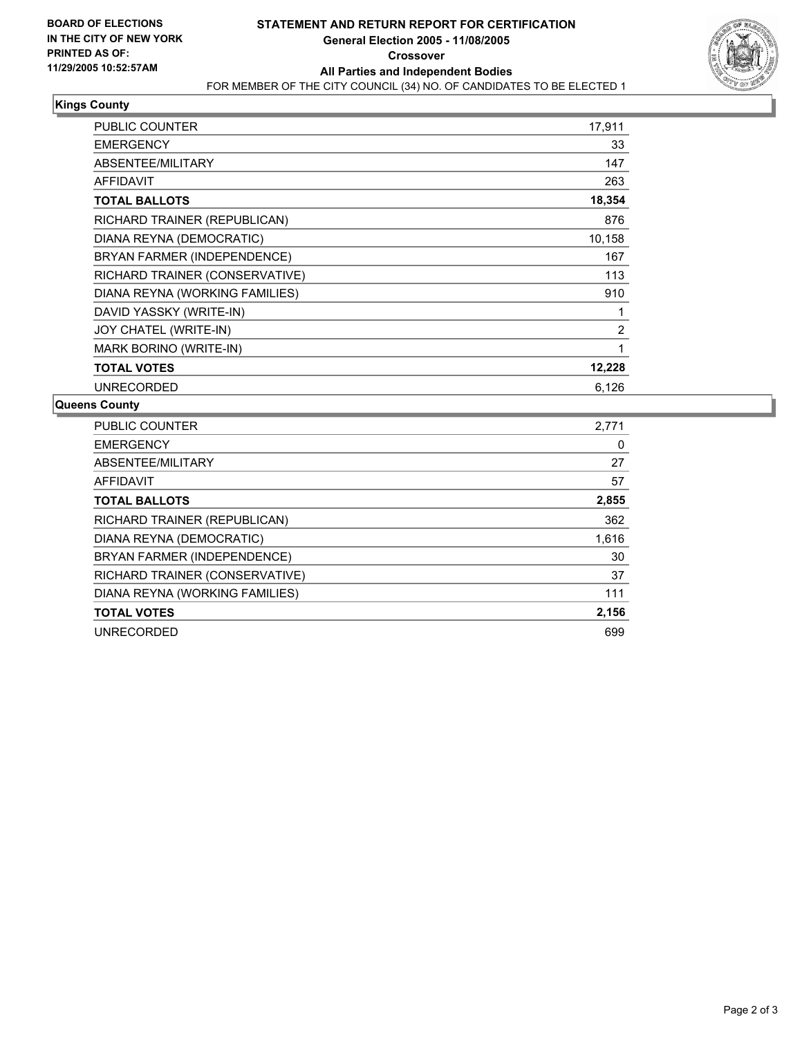**BOARD OF ELECTIONS**
**IN THE CITY OF NEW YORK**
**PRINTED AS OF:**
**11/29/2005 10:52:57AM**

# STATEMENT AND RETURN REPORT FOR CERTIFICATION
## General Election 2005 - 11/08/2005
## Crossover
## All Parties and Independent Bodies

FOR MEMBER OF THE CITY COUNCIL (34) NO. OF CANDIDATES TO BE ELECTED 1

### Kings County

| | |
|---|---|
| PUBLIC COUNTER | 17,911 |
| EMERGENCY | 33 |
| ABSENTEE/MILITARY | 147 |
| AFFIDAVIT | 263 |
| **TOTAL BALLOTS** | **18,354** |
| RICHARD TRAINER (REPUBLICAN) | 876 |
| DIANA REYNA (DEMOCRATIC) | 10,158 |
| BRYAN FARMER (INDEPENDENCE) | 167 |
| RICHARD TRAINER (CONSERVATIVE) | 113 |
| DIANA REYNA (WORKING FAMILIES) | 910 |
| DAVID YASSKY (WRITE-IN) | 1 |
| JOY CHATEL (WRITE-IN) | 2 |
| MARK BORINO (WRITE-IN) | 1 |
| **TOTAL VOTES** | **12,228** |
| UNRECORDED | 6,126 |

### Queens County

| | |
|---|---|
| PUBLIC COUNTER | 2,771 |
| EMERGENCY | 0 |
| ABSENTEE/MILITARY | 27 |
| AFFIDAVIT | 57 |
| **TOTAL BALLOTS** | **2,855** |
| RICHARD TRAINER (REPUBLICAN) | 362 |
| DIANA REYNA (DEMOCRATIC) | 1,616 |
| BRYAN FARMER (INDEPENDENCE) | 30 |
| RICHARD TRAINER (CONSERVATIVE) | 37 |
| DIANA REYNA (WORKING FAMILIES) | 111 |
| **TOTAL VOTES** | **2,156** |
| UNRECORDED | 699 |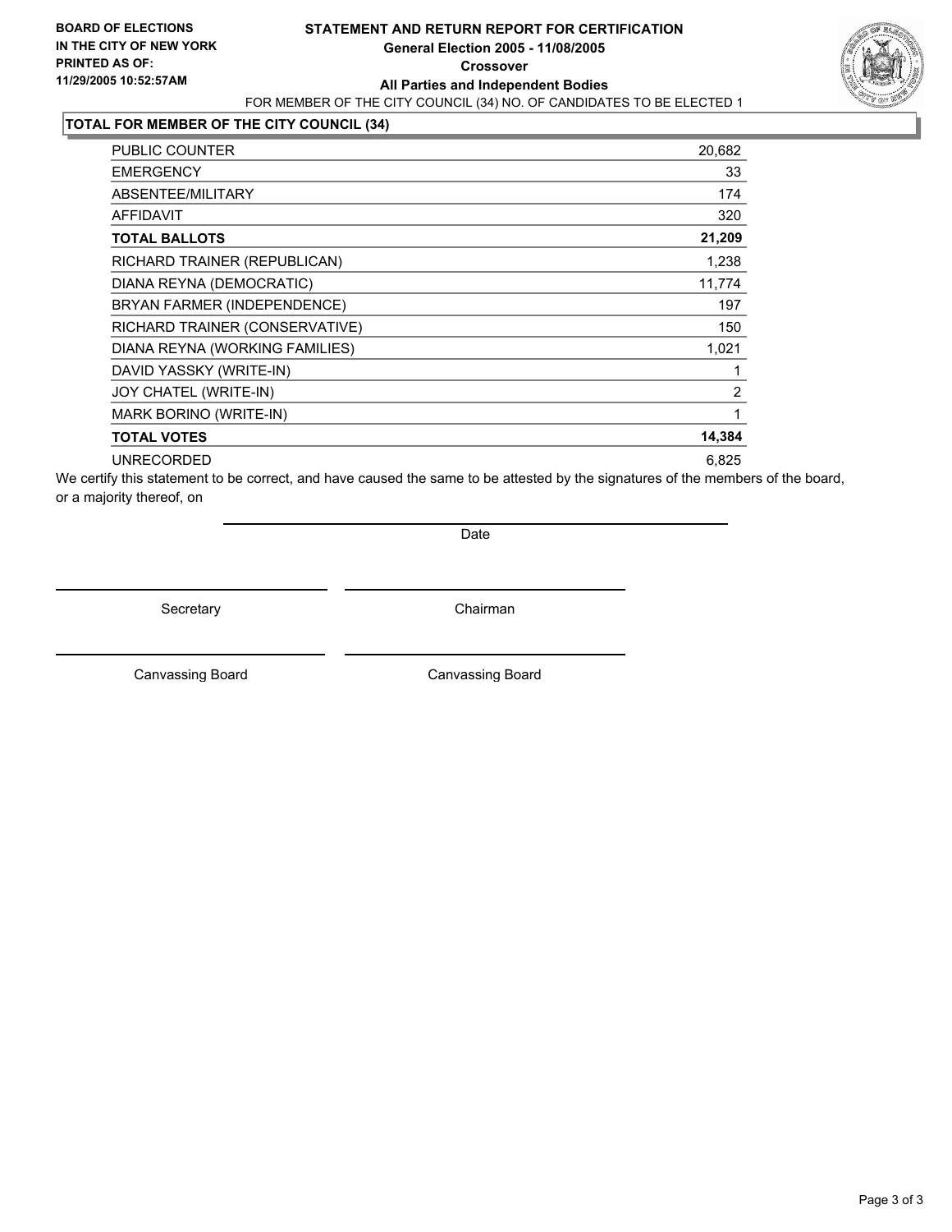**BOARD OF ELECTIONS IN THE CITY OF NEW YORK PRINTED AS OF: 11/29/2005 10:52:57AM**

# STATEMENT AND RETURN REPORT FOR CERTIFICATION

**General Election 2005 - 11/08/2005**

**Crossover**

**All Parties and Independent Bodies**

FOR MEMBER OF THE CITY COUNCIL (34) NO. OF CANDIDATES TO BE ELECTED 1

## TOTAL FOR MEMBER OF THE CITY COUNCIL (34)

| | |
|---|---|
| PUBLIC COUNTER | 20,682 |
| EMERGENCY | 33 |
| ABSENTEE/MILITARY | 174 |
| AFFIDAVIT | 320 |
| **TOTAL BALLOTS** | **21,209** |
| RICHARD TRAINER (REPUBLICAN) | 1,238 |
| DIANA REYNA (DEMOCRATIC) | 11,774 |
| BRYAN FARMER (INDEPENDENCE) | 197 |
| RICHARD TRAINER (CONSERVATIVE) | 150 |
| DIANA REYNA (WORKING FAMILIES) | 1,021 |
| DAVID YASSKY (WRITE-IN) | 1 |
| JOY CHATEL (WRITE-IN) | 2 |
| MARK BORINO (WRITE-IN) | 1 |
| **TOTAL VOTES** | **14,384** |
| UNRECORDED | 6,825 |

We certify this statement to be correct, and have caused the same to be attested by the signatures of the members of the board, or a majority thereof, on

Date

Secretary

Chairman

Canvassing Board

Canvassing Board